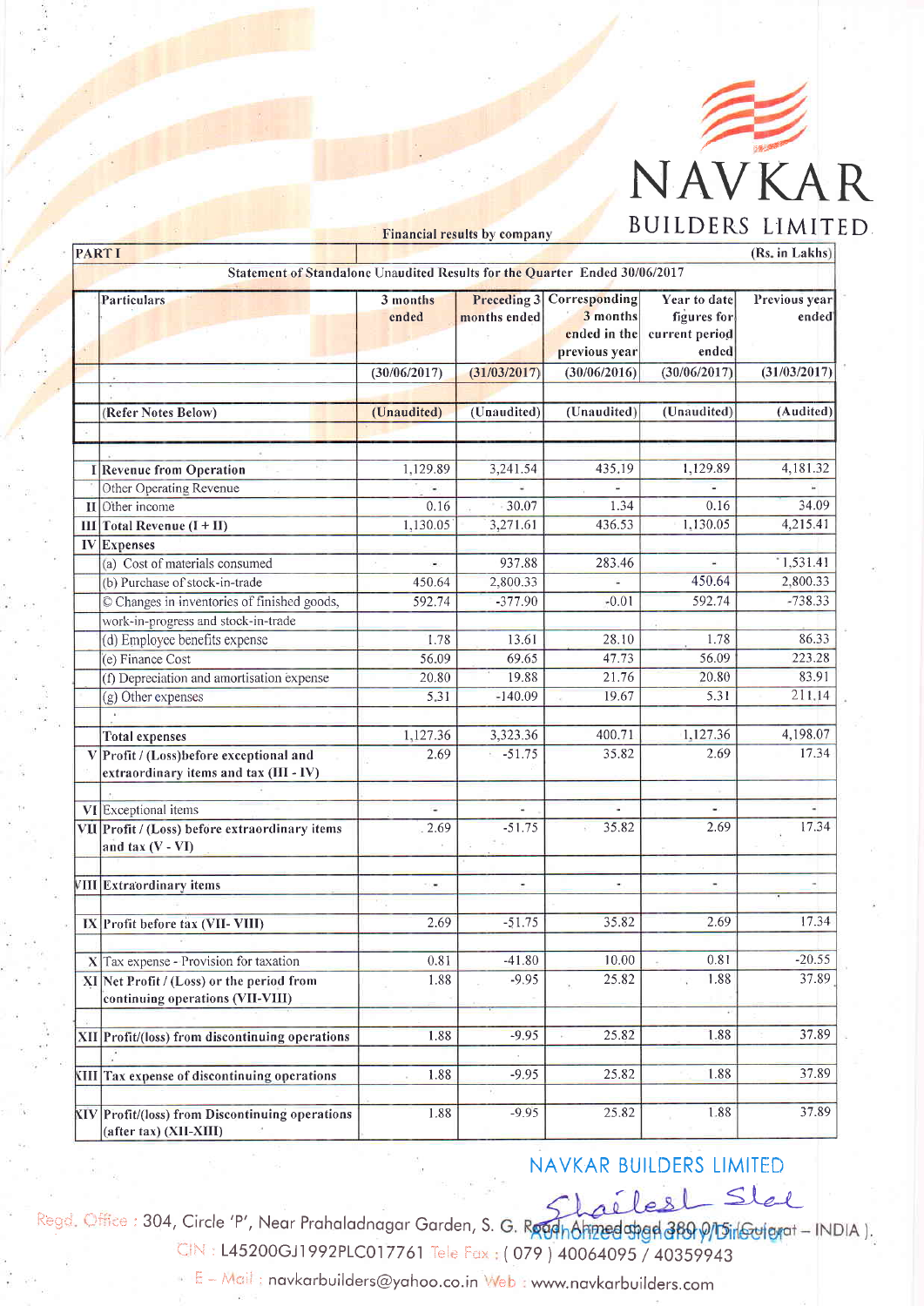# NAVKAR BUILDERS LIMITED

Financial results by company

| PART I | | | | | | |
|---|---|---|---|---|---|---|
| **Statement of Standalone Unaudited Results for the Quarter Ended 30/06/2017** | | | | | | (Rs. in Lakhs) |
| | Particulars | 3 months ended | Preceding 3 months ended | Corresponding 3 months ended in the previous year | Year to date figures for current period ended | Previous year ended |
| | | (30/06/2017) | (31/03/2017) | (30/06/2016) | (30/06/2017) | (31/03/2017) |
| | (Refer Notes Below) | (Unaudited) | (Unaudited) | (Unaudited) | (Unaudited) | (Audited) |
| I | **Revenue from Operation** | 1,129.89 | 3,241.54 | 435.19 | 1,129.89 | 4,181.32 |
| | Other Operating Revenue | - | - | - | - | - |
| II | Other income | 0.16 | 30.07 | 1.34 | 0.16 | 34.09 |
| III | **Total Revenue (I + II)** | 1,130.05 | 3,271.61 | 436.53 | 1,130.05 | 4,215.41 |
| IV | **Expenses** | | | | | |
| | (a) Cost of materials consumed | - | 937.88 | 283.46 | - | 1,531.41 |
| | (b) Purchase of stock-in-trade | 450.64 | 2,800.33 | - | 450.64 | 2,800.33 |
| | © Changes in inventories of finished goods, work-in-progress and stock-in-trade | 592.74 | -377.90 | -0.01 | 592.74 | -738.33 |
| | (d) Employee benefits expense | 1.78 | 13.61 | 28.10 | 1.78 | 86.33 |
| | (e) Finance Cost | 56.09 | 69.65 | 47.73 | 56.09 | 223.28 |
| | (f) Depreciation and amortisation expense | 20.80 | 19.88 | 21.76 | 20.80 | 83.91 |
| | (g) Other expenses | 5.31 | -140.09 | 19.67 | 5.31 | 211.14 |
| | **Total expenses** | 1,127.36 | 3,323.36 | 400.71 | 1,127.36 | 4,198.07 |
| V | **Profit / (Loss)before exceptional and extraordinary items and tax (III - IV)** | 2.69 | -51.75 | 35.82 | 2.69 | 17.34 |
| VI | Exceptional items | - | - | - | - | - |
| VII | **Profit / (Loss) before extraordinary items and tax (V - VI)** | 2.69 | -51.75 | 35.82 | 2.69 | 17.34 |
| VIII | **Extraordinary items** | - | - | - | - | - |
| IX | **Profit before tax (VII- VIII)** | 2.69 | -51.75 | 35.82 | 2.69 | 17.34 |
| X | Tax expense - Provision for taxation | 0.81 | -41.80 | 10.00 | 0.81 | -20.55 |
| XI | **Net Profit / (Loss) or the period from continuing operations (VII-VIII)** | 1.88 | -9.95 | 25.82 | 1.88 | 37.89 |
| XII | **Profit/(loss) from discontinuing operations** | 1.88 | -9.95 | 25.82 | 1.88 | 37.89 |
| XIII | **Tax expense of discontinuing operations** | 1.88 | -9.95 | 25.82 | 1.88 | 37.89 |
| XIV | **Profit/(loss) from Discontinuing operations (after tax) (XII-XIII)** | 1.88 | -9.95 | 25.82 | 1.88 | 37.89 |

NAVKAR BUILDERS LIMITED

Shailesh Shah

Authorized Signatory/Director

Regd. Office : 304, Circle 'P', Near Prahaladnagar Garden, S. G. Road, Ahmedabad 380 015 (Gujarat – INDIA ).
CIN : L45200GJ1992PLC017761 Tele Fax : ( 079 ) 40064095 / 40359943
E – Mail : navkarbuilders@yahoo.co.in Web : www.navkarbuilders.com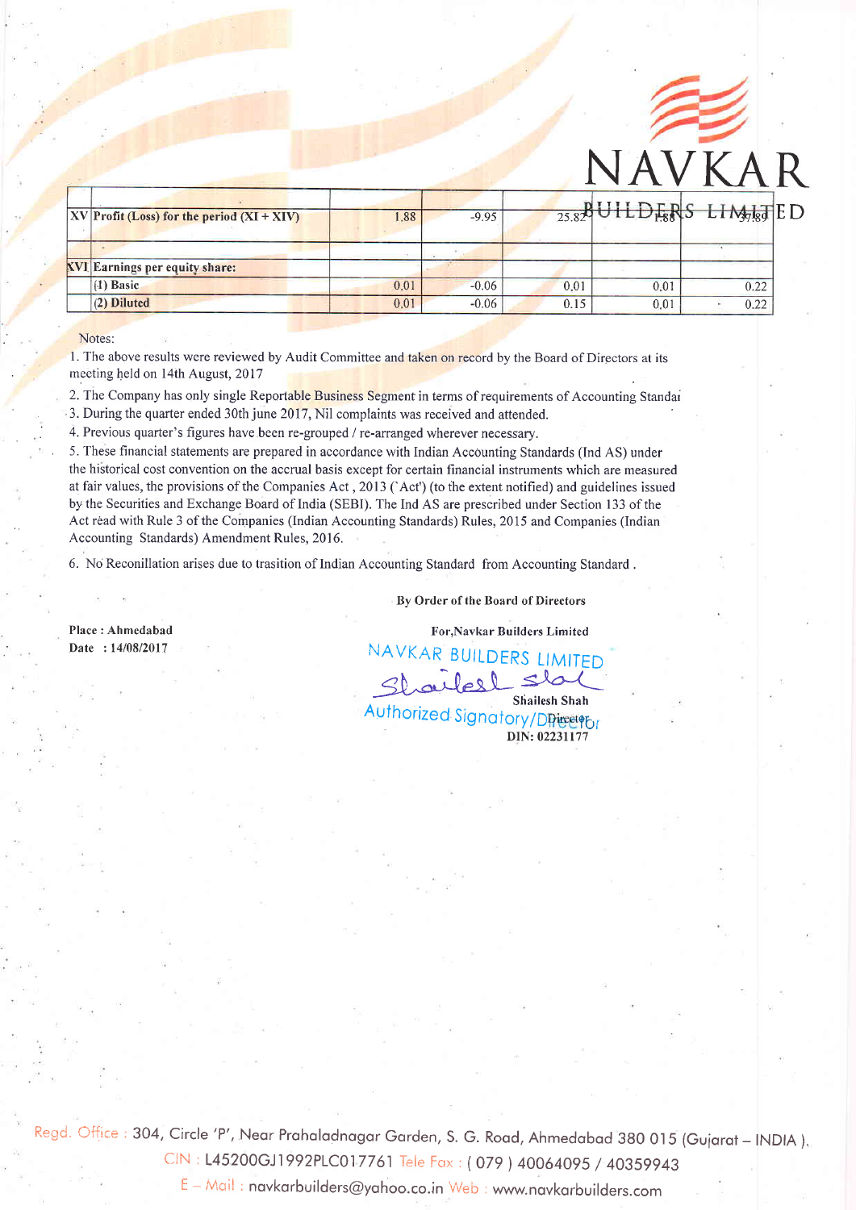| | | | | | | |
|---|---|---|---|---|---|---|
| XV | Profit (Loss) for the period (XI + XIV) | 1.88 | -9.95 | 25.82 | 1.88 | 37.89 |
| | | | | | | |
| XVI | Earnings per equity share: | | | | | |
| | (1) Basic | 0.01 | -0.06 | 0.01 | 0.01 | 0.22 |
| | (2) Diluted | 0.01 | -0.06 | 0.15 | 0.01 | 0.22 |

Notes:

1. The above results were reviewed by Audit Committee and taken on record by the Board of Directors at its meeting held on 14th August, 2017
2. The Company has only single Reportable Business Segment in terms of requirements of Accounting Standar
3. During the quarter ended 30th june 2017, Nil complaints was received and attended.
4. Previous quarter's figures have been re-grouped / re-arranged wherever necessary.
5. These financial statements are prepared in accordance with Indian Accounting Standards (Ind AS) under the historical cost convention on the accrual basis except for certain financial instruments which are measured at fair values, the provisions of the Companies Act, 2013 ('Act') (to the extent notified) and guidelines issued by the Securities and Exchange Board of India (SEBI). The Ind AS are prescribed under Section 133 of the Act read with Rule 3 of the Companies (Indian Accounting Standards) Rules, 2015 and Companies (Indian Accounting Standards) Amendment Rules, 2016.
6. No Reconillation arises due to trasition of Indian Accounting Standard from Accounting Standard .

By Order of the Board of Directors

Place : Ahmedabad
Date : 14/08/2017

For,Navkar Builders Limited

NAVKAR BUILDERS LIMITED

Shailesh Shah
Authorized Signatory/Director
DIN: 02231177

Regd. Office : 304, Circle 'P', Near Prahaladnagar Garden, S. G. Road, Ahmedabad 380 015 (Gujarat – INDIA ).
CIN : L45200GJ1992PLC017761 Tele Fax : ( 079 ) 40064095 / 40359943
E – Mail : navkarbuilders@yahoo.co.in Web : www.navkarbuilders.com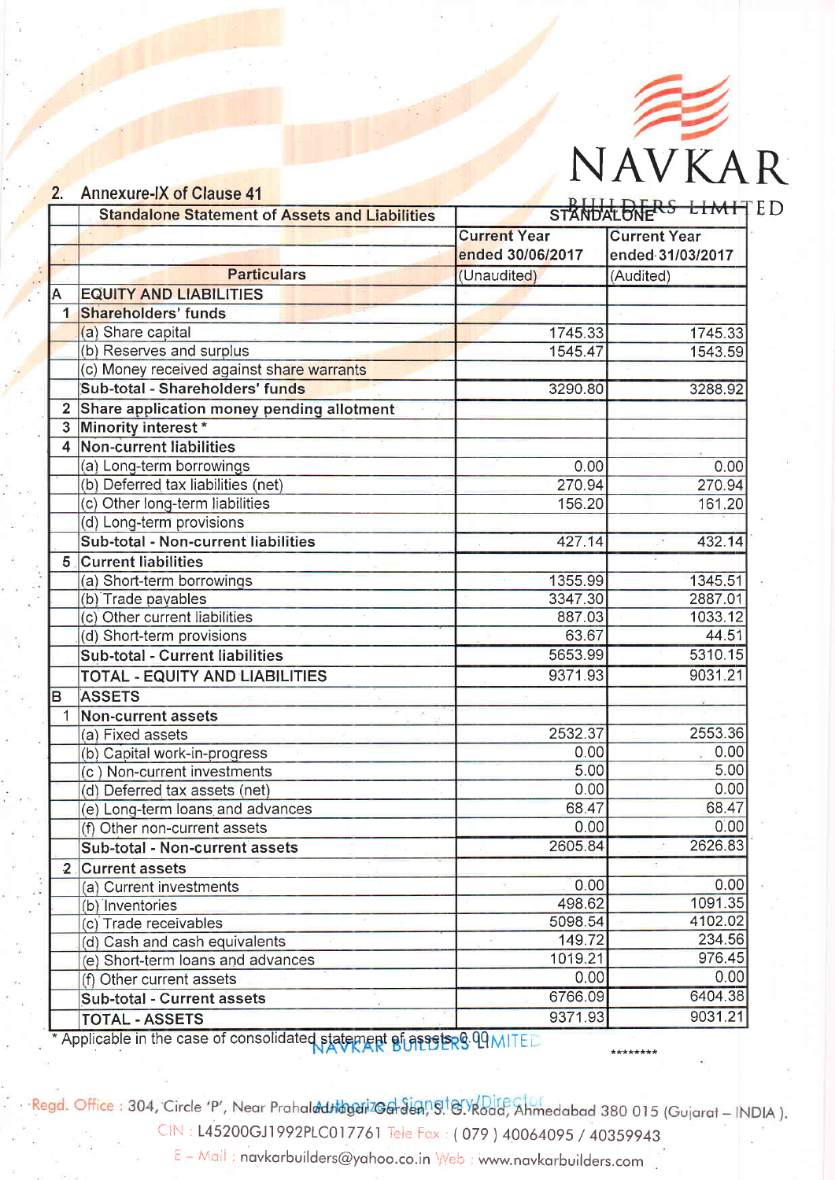NAVKAR BUILDERS LIMITED

## 2. Annexure-IX of Clause 41

| | Standalone Statement of Assets and Liabilities | STANDALONE | |
|---|---|---|---|
| | | Current Year ended 30/06/2017 | Current Year ended 31/03/2017 |
| | Particulars | (Unaudited) | (Audited) |
| A | **EQUITY AND LIABILITIES** | | |
| 1 | **Shareholders' funds** | | |
| | (a) Share capital | 1745.33 | 1745.33 |
| | (b) Reserves and surplus | 1545.47 | 1543.59 |
| | (c) Money received against share warrants | | |
| | **Sub-total - Shareholders' funds** | 3290.80 | 3288.92 |
| 2 | **Share application money pending allotment** | | |
| 3 | **Minority interest *** | | |
| 4 | **Non-current liabilities** | | |
| | (a) Long-term borrowings | 0.00 | 0.00 |
| | (b) Deferred tax liabilities (net) | 270.94 | 270.94 |
| | (c) Other long-term liabilities | 156.20 | 161.20 |
| | (d) Long-term provisions | | |
| | **Sub-total - Non-current liabilities** | 427.14 | 432.14 |
| 5 | **Current liabilities** | | |
| | (a) Short-term borrowings | 1355.99 | 1345.51 |
| | (b) Trade payables | 3347.30 | 2887.01 |
| | (c) Other current liabilities | 887.03 | 1033.12 |
| | (d) Short-term provisions | 63.67 | 44.51 |
| | **Sub-total - Current liabilities** | 5653.99 | 5310.15 |
| | **TOTAL - EQUITY AND LIABILITIES** | 9371.93 | 9031.21 |
| B | **ASSETS** | | |
| 1 | **Non-current assets** | | |
| | (a) Fixed assets | 2532.37 | 2553.36 |
| | (b) Capital work-in-progress | 0.00 | 0.00 |
| | (c ) Non-current investments | 5.00 | 5.00 |
| | (d) Deferred tax assets (net) | 0.00 | 0.00 |
| | (e) Long-term loans and advances | 68.47 | 68.47 |
| | (f) Other non-current assets | 0.00 | 0.00 |
| | **Sub-total - Non-current assets** | 2605.84 | 2626.83 |
| 2 | **Current assets** | | |
| | (a) Current investments | 0.00 | 0.00 |
| | (b) Inventories | 498.62 | 1091.35 |
| | (c) Trade receivables | 5098.54 | 4102.02 |
| | (d) Cash and cash equivalents | 149.72 | 234.56 |
| | (e) Short-term loans and advances | 1019.21 | 976.45 |
| | (f) Other current assets | 0.00 | 0.00 |
| | **Sub-total - Current assets** | 6766.09 | 6404.38 |
| | **TOTAL - ASSETS** | 9371.93 | 9031.21 |

* Applicable in the case of consolidated statement of assets 0.00

********

NAVKAR BUILDERS LIMITED

Authorized Signatory/Director

Regd. Office : 304, Circle 'P', Near Prahaladnagar Garden, S. G. Road, Ahmedabad 380 015 (Gujarat – INDIA ).
CIN : L45200GJ1992PLC017761 Tele Fax : ( 079 ) 40064095 / 40359943
E – Mail : navkarbuilders@yahoo.co.in Web : www.navkarbuilders.com